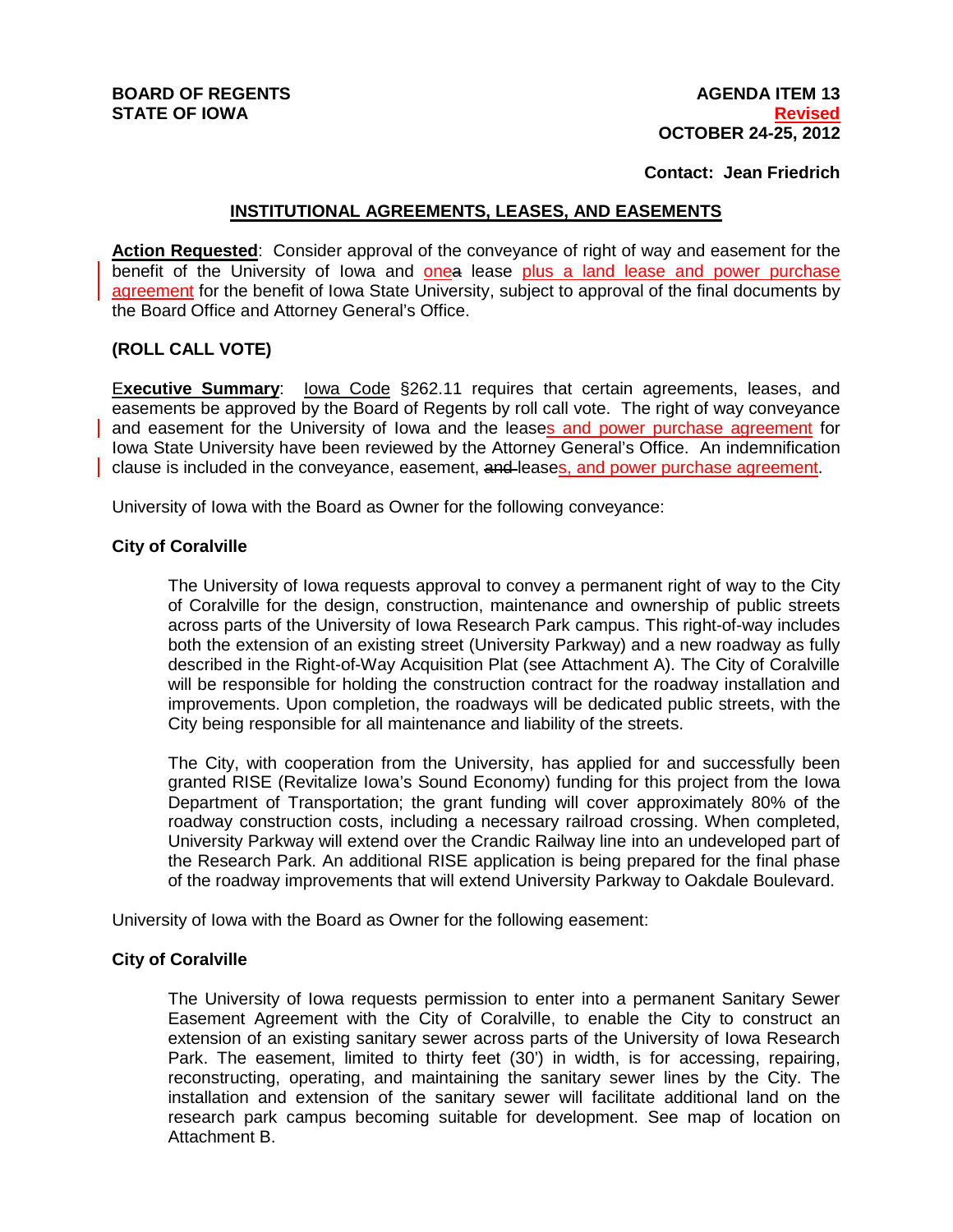**BOARD OF REGENTS**
**STATE OF IOWA**

**AGENDA ITEM 13**
**Revised**
**OCTOBER 24-25, 2012**

**Contact: Jean Friedrich**

## INSTITUTIONAL AGREEMENTS, LEASES, AND EASEMENTS

**Action Requested**: Consider approval of the conveyance of right of way and easement for the benefit of the University of Iowa and ~~a~~ one lease plus a land lease and power purchase agreement for the benefit of Iowa State University, subject to approval of the final documents by the Board Office and Attorney General's Office.

**(ROLL CALL VOTE)**

**Executive Summary**: Iowa Code §262.11 requires that certain agreements, leases, and easements be approved by the Board of Regents by roll call vote. The right of way conveyance and easement for the University of Iowa and the leases and power purchase agreement for Iowa State University have been reviewed by the Attorney General's Office. An indemnification clause is included in the conveyance, easement, ~~and~~ leases, and power purchase agreement.

University of Iowa with the Board as Owner for the following conveyance:

**City of Coralville**

The University of Iowa requests approval to convey a permanent right of way to the City of Coralville for the design, construction, maintenance and ownership of public streets across parts of the University of Iowa Research Park campus. This right-of-way includes both the extension of an existing street (University Parkway) and a new roadway as fully described in the Right-of-Way Acquisition Plat (see Attachment A). The City of Coralville will be responsible for holding the construction contract for the roadway installation and improvements. Upon completion, the roadways will be dedicated public streets, with the City being responsible for all maintenance and liability of the streets.

The City, with cooperation from the University, has applied for and successfully been granted RISE (Revitalize Iowa's Sound Economy) funding for this project from the Iowa Department of Transportation; the grant funding will cover approximately 80% of the roadway construction costs, including a necessary railroad crossing. When completed, University Parkway will extend over the Crandic Railway line into an undeveloped part of the Research Park. An additional RISE application is being prepared for the final phase of the roadway improvements that will extend University Parkway to Oakdale Boulevard.

University of Iowa with the Board as Owner for the following easement:

**City of Coralville**

The University of Iowa requests permission to enter into a permanent Sanitary Sewer Easement Agreement with the City of Coralville, to enable the City to construct an extension of an existing sanitary sewer across parts of the University of Iowa Research Park. The easement, limited to thirty feet (30') in width, is for accessing, repairing, reconstructing, operating, and maintaining the sanitary sewer lines by the City. The installation and extension of the sanitary sewer will facilitate additional land on the research park campus becoming suitable for development. See map of location on Attachment B.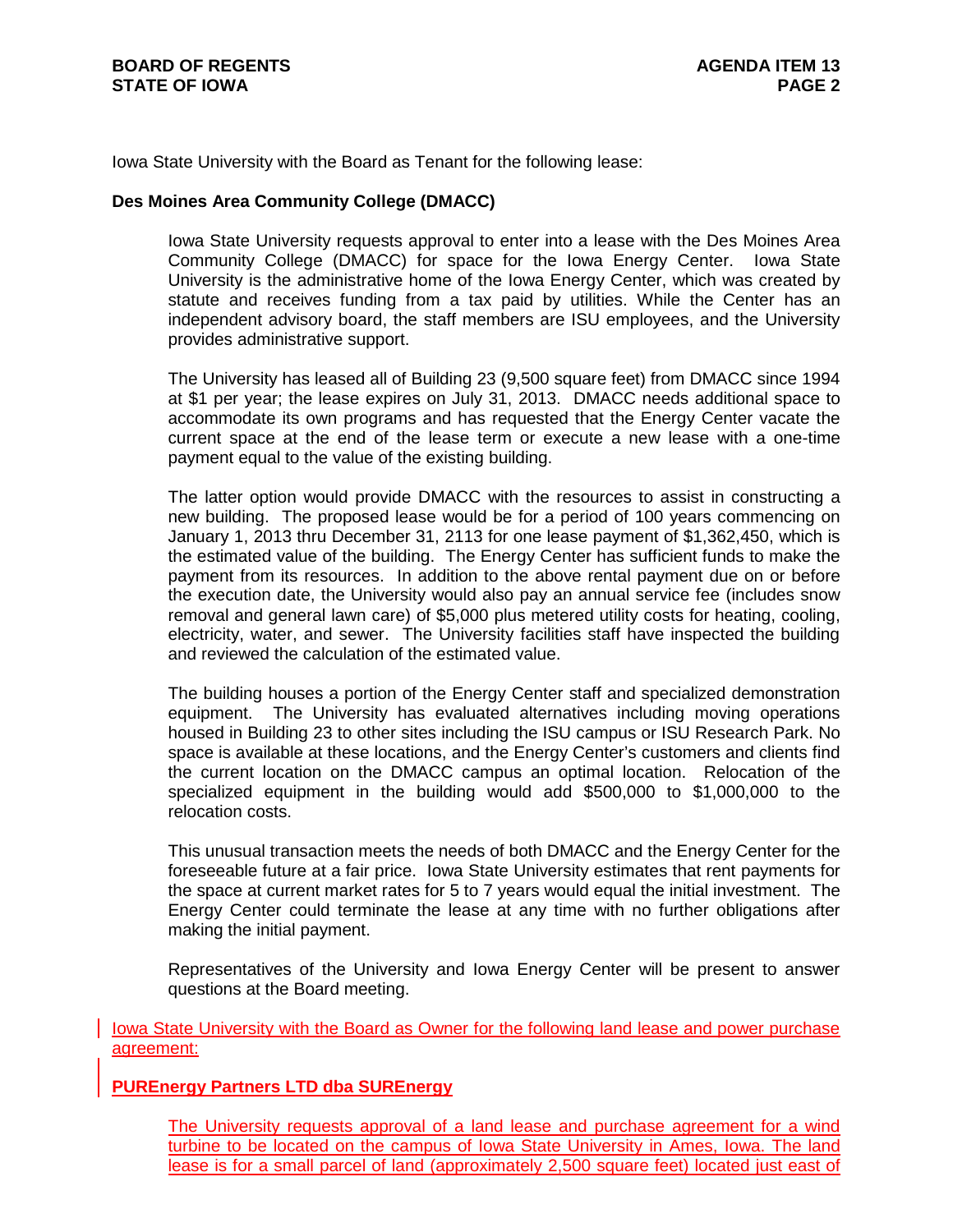Iowa State University with the Board as Tenant for the following lease:

**Des Moines Area Community College (DMACC)**

Iowa State University requests approval to enter into a lease with the Des Moines Area Community College (DMACC) for space for the Iowa Energy Center. Iowa State University is the administrative home of the Iowa Energy Center, which was created by statute and receives funding from a tax paid by utilities. While the Center has an independent advisory board, the staff members are ISU employees, and the University provides administrative support.

The University has leased all of Building 23 (9,500 square feet) from DMACC since 1994 at $1 per year; the lease expires on July 31, 2013. DMACC needs additional space to accommodate its own programs and has requested that the Energy Center vacate the current space at the end of the lease term or execute a new lease with a one-time payment equal to the value of the existing building.

The latter option would provide DMACC with the resources to assist in constructing a new building. The proposed lease would be for a period of 100 years commencing on January 1, 2013 thru December 31, 2113 for one lease payment of $1,362,450, which is the estimated value of the building. The Energy Center has sufficient funds to make the payment from its resources. In addition to the above rental payment due on or before the execution date, the University would also pay an annual service fee (includes snow removal and general lawn care) of $5,000 plus metered utility costs for heating, cooling, electricity, water, and sewer. The University facilities staff have inspected the building and reviewed the calculation of the estimated value.

The building houses a portion of the Energy Center staff and specialized demonstration equipment. The University has evaluated alternatives including moving operations housed in Building 23 to other sites including the ISU campus or ISU Research Park. No space is available at these locations, and the Energy Center's customers and clients find the current location on the DMACC campus an optimal location. Relocation of the specialized equipment in the building would add $500,000 to $1,000,000 to the relocation costs.

This unusual transaction meets the needs of both DMACC and the Energy Center for the foreseeable future at a fair price. Iowa State University estimates that rent payments for the space at current market rates for 5 to 7 years would equal the initial investment. The Energy Center could terminate the lease at any time with no further obligations after making the initial payment.

Representatives of the University and Iowa Energy Center will be present to answer questions at the Board meeting.

Iowa State University with the Board as Owner for the following land lease and power purchase agreement:

**PUREnergy Partners LTD dba SUREnergy**

The University requests approval of a land lease and purchase agreement for a wind turbine to be located on the campus of Iowa State University in Ames, Iowa. The land lease is for a small parcel of land (approximately 2,500 square feet) located just east of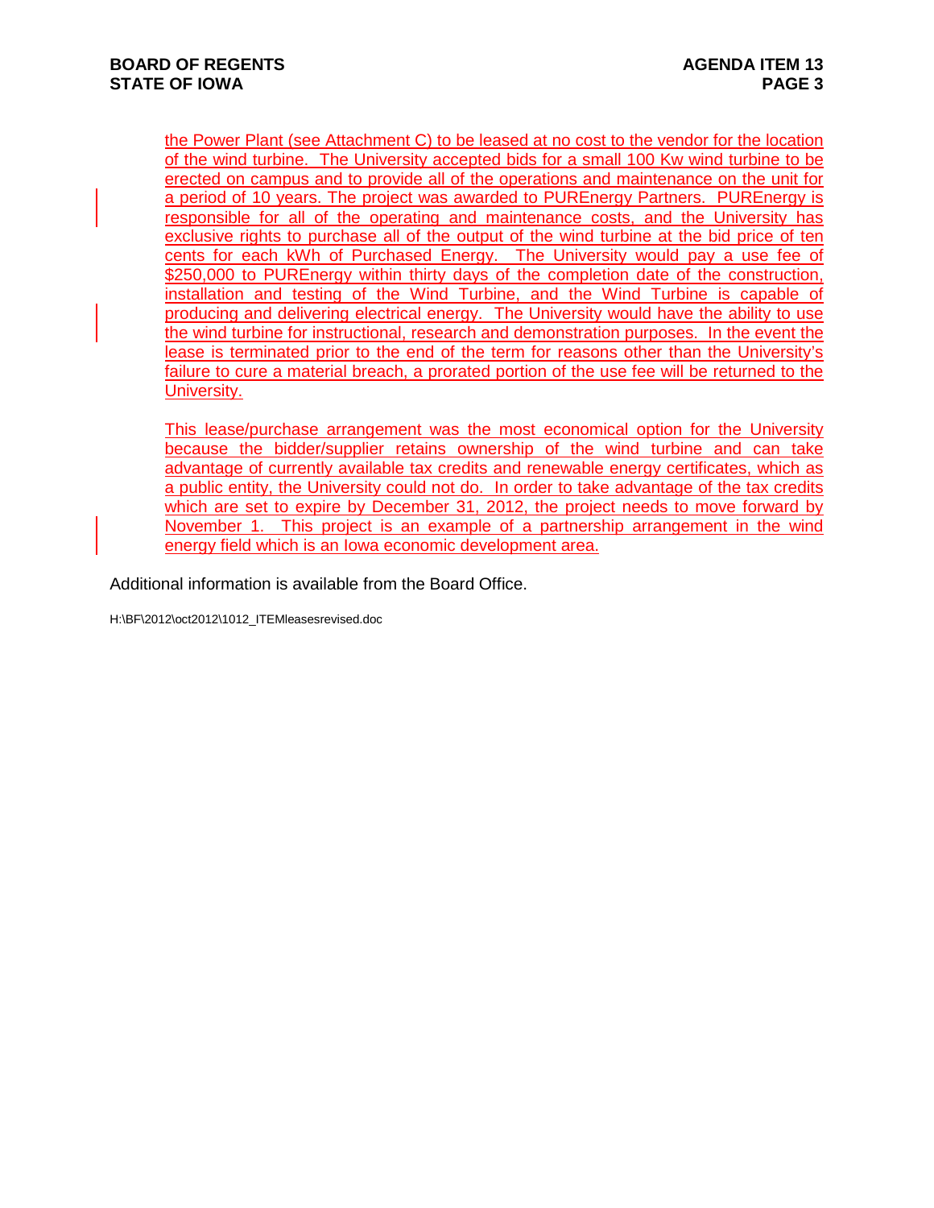the Power Plant (see Attachment C) to be leased at no cost to the vendor for the location of the wind turbine. The University accepted bids for a small 100 Kw wind turbine to be erected on campus and to provide all of the operations and maintenance on the unit for a period of 10 years. The project was awarded to PUREnergy Partners. PUREnergy is responsible for all of the operating and maintenance costs, and the University has exclusive rights to purchase all of the output of the wind turbine at the bid price of ten cents for each kWh of Purchased Energy. The University would pay a use fee of $250,000 to PUREnergy within thirty days of the completion date of the construction, installation and testing of the Wind Turbine, and the Wind Turbine is capable of producing and delivering electrical energy. The University would have the ability to use the wind turbine for instructional, research and demonstration purposes. In the event the lease is terminated prior to the end of the term for reasons other than the University's failure to cure a material breach, a prorated portion of the use fee will be returned to the University.

This lease/purchase arrangement was the most economical option for the University because the bidder/supplier retains ownership of the wind turbine and can take advantage of currently available tax credits and renewable energy certificates, which as a public entity, the University could not do. In order to take advantage of the tax credits which are set to expire by December 31, 2012, the project needs to move forward by November 1. This project is an example of a partnership arrangement in the wind energy field which is an Iowa economic development area.

Additional information is available from the Board Office.

H:\BF\2012\oct2012\1012_ITEMleasesrevised.doc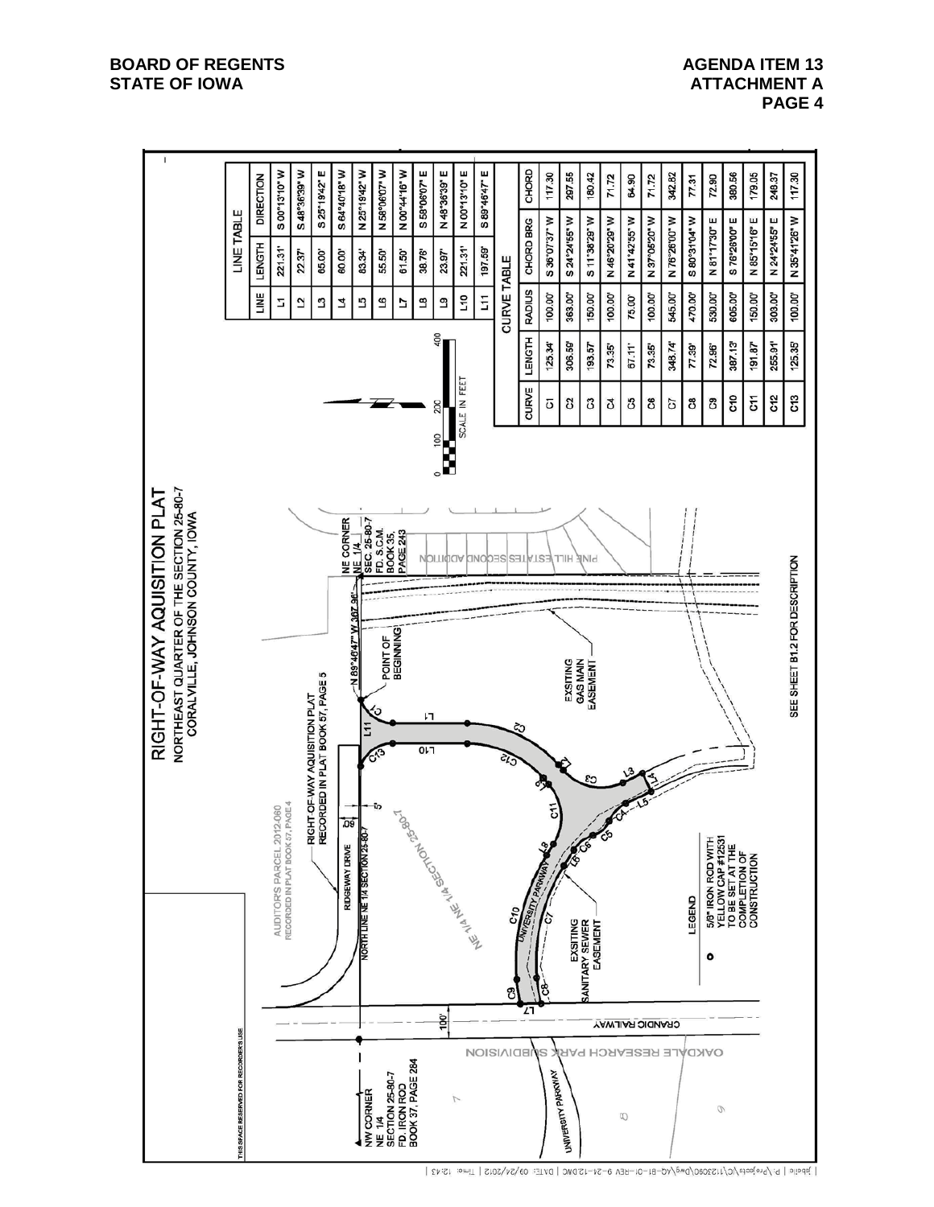# RIGHT-OF-WAY AQUISITION PLAT

NORTHEAST QUARTER OF THE SECTION 25-80-7
CORALVILLE, JOHNSON COUNTY, IOWA

THIS SPACE RESERVED FOR RECORDER'S USE

NW CORNER
NE 1/4
SECTION 25-80-7
FD. IRON ROD
BOOK 37, PAGE 284

NE CORNER
NE 1/4
SEC. 25-80-7
FD. S.C.M.
BOOK 35,
PAGE 243

AUDITOR'S PARCEL 2012-060
RECORDED IN PLAT BOOK 57, PAGE 4

RIGHT-OF-WAY AQUISITION PLAT
RECORDED IN PLAT BOOK 57, PAGE 5

RIDGEWAY DRIVE

NORTH LINE NE 1/4 SECTION 25-80-7

N 89°46'47" W 367.96'

POINT OF BEGINNING

EXSITING GAS MAIN EASEMENT

EXSITING SANITARY SEWER EASEMENT

PINE HILL ESTATES SECOND ADDITION

NE 1/4 NE 1/4 SECTION 25-80-7

UNIVERSITY PARKWAY

CRANDIC RAILWAY

OAKDALE RESEARCH PARK SUBDIVISION

SEE SHEET B1.2 FOR DESCRIPTION

SCALE IN FEET: 0, 100, 200, 400

## LEGEND

● 5/8" IRON ROD WITH YELLOW CAP #12631 TO BE SET AT THE COMPLETION OF CONSTRUCTION

## LINE TABLE

| LINE | LENGTH | DIRECTION |
|---|---|---|
| L1 | 221.31' | S 00°13'10" W |
| L2 | 22.37' | S 48°36'39" W |
| L3 | 65.00' | S 25°19'42" E |
| L4 | 60.00' | S 64°40'18" W |
| L5 | 83.34' | N 25°19'42" W |
| L6 | 55.50' | N 58°06'07" W |
| L7 | 61.50' | N 00°44'16" W |
| L8 | 38.76' | S 58°06'07" E |
| L9 | 23.87' | N 48°36'39" E |
| L10 | 221.31' | N 00°13'10" E |
| L11 | 197.59' | S 89°46'47" E |

## CURVE TABLE

| CURVE | LENGTH | RADIUS | CHORD BRG | CHORD |
|---|---|---|---|---|
| C1 | 125.34' | 100.00' | S 36°07'37" W | 117.30 |
| C2 | 306.59' | 363.00' | S 24°24'55" W | 297.55 |
| C3 | 193.57' | 150.00' | S 11°38'29" W | 180.42 |
| C4 | 73.35' | 100.00' | N 46°20'29" W | 71.72 |
| C5 | 67.11' | 75.00' | N 41°42'55" W | 64.90 |
| C6 | 73.35' | 100.00' | N 37°05'20" W | 71.72 |
| C7 | 348.74' | 545.00' | N 76°26'00" W | 342.82 |
| C8 | 77.39' | 470.00' | S 80°31'04" W | 77.31 |
| C9 | 72.96' | 530.00' | N 81°17'30" E | 72.90 |
| C10 | 387.13' | 605.00' | S 76°26'00" E | 380.56 |
| C11 | 191.87' | 150.00' | N 85°15'16" E | 179.05 |
| C12 | 255.91' | 303.00' | N 24°24'55" E | 248.37 |
| C13 | 125.35' | 100.00' | N 35°41'26" W | 117.30 |

| jsbolle | P:\Projects\C\1123060\Dwg\AQ-B1-01-REV 6-24-12.DWG | DATE: 09/24/2012 | Time: 12:43 |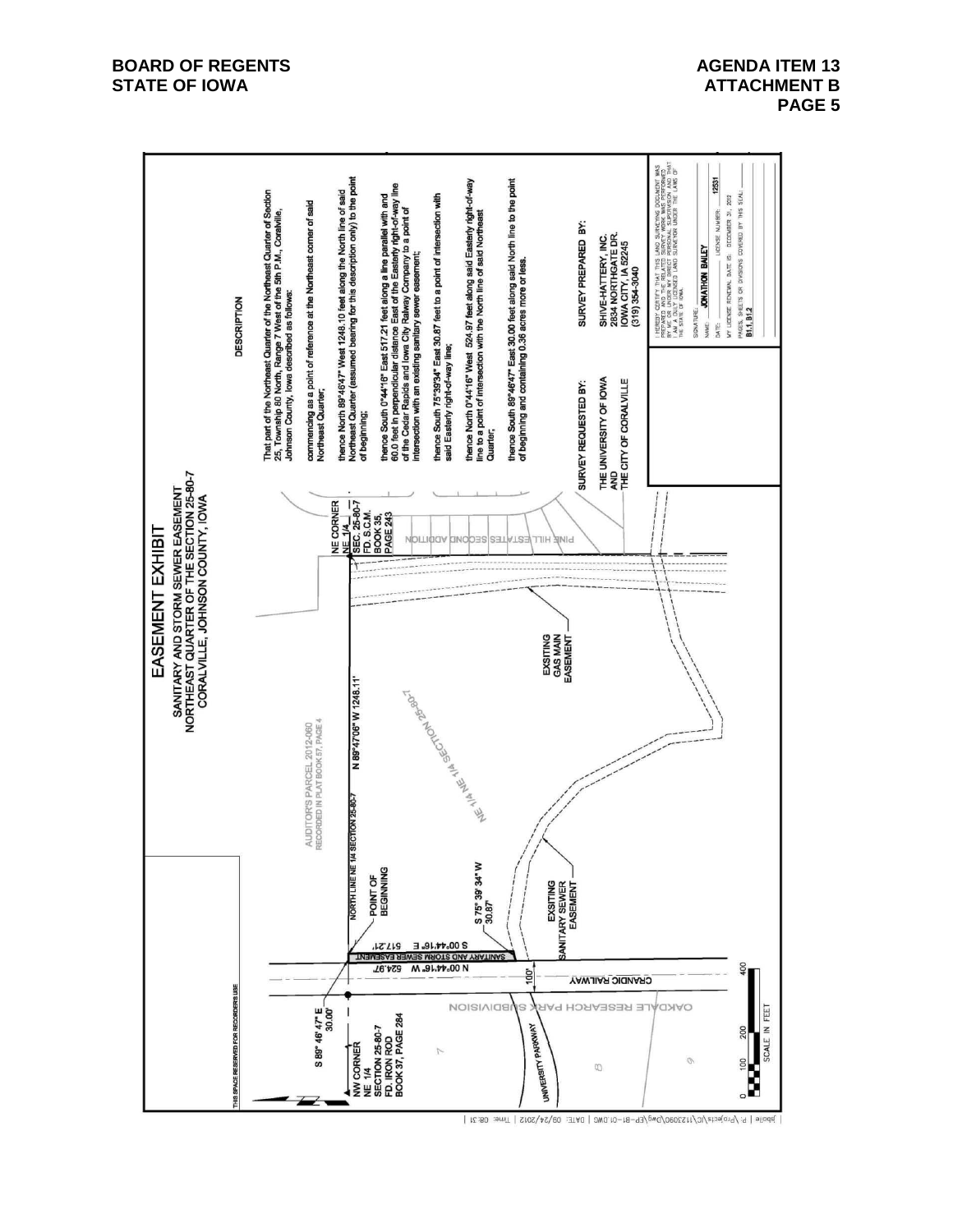BOARD OF REGENTS
STATE OF IOWA

AGENDA ITEM 13
ATTACHMENT B
PAGE 5

# EASEMENT EXHIBIT

SANITARY AND STORM SEWER EASEMENT
NORTHEAST QUARTER OF THE SECTION 25-80-7
CORALVILLE, JOHNSON COUNTY, IOWA

THIS SPACE RESERVED FOR RECORDER'S USE

NW CORNER NE 1/4 SECTION 25-80-7 FD. IRON ROD BOOK 37, PAGE 284

S 89° 46' 47" E 30.00'

NORTH LINE NE 1/4 SECTION 25-80-7

POINT OF BEGINNING

AUDITOR'S PARCEL 2012-060 RECORDED IN PLAT BOOK 57, PAGE 4

N 89°47'06" W 1248.11'

NE CORNER NE 1/4 SEC. 25-80-7 FD. S.C.M. BOOK 35, PAGE 243

PINE HILL ESTATES SECOND ADDITION

NE 1/4 NE 1/4 SECTION 25-80-7

EXSITING GAS MAIN EASEMENT

S 00°44'16" E 517.21'

SANITARY AND STORM SEWER EASEMENT

N 00°44'16" W 524.97'

S 75° 39' 34" W 30.87'

EXSITING SANITARY SEWER EASEMENT

100'

CRANDIC RAILWAY

OAKDALE RESEARCH PARK SUBDIVISION

UNIVERSITY PARKWAY

SCALE IN FEET: 0 100 200 400

## DESCRIPTION

That part of the Northeast Quarter of the Northeast Quarter of Section 25, Township 80 North, Range 7 West of the 5th P.M., Coralville, Johnson County, Iowa described as follows:

commencing as a point of reference at the Northeast corner of said Northeast Quarter;

thence North 89°46'47" West 1248.10 feet along the North line of said Northeast Quarter (assumed bearing for this description only) to the point of beginning;

thence South 0°44'16" East 517.21 feet along a line parallel with and 60.0 feet in perpendicular distance East of the Easterly right-of-way line of the Cedar Rapids and Iowa City Railway Company to a point of intersection with an existing sanitary sewer easement;

thence South 75°39'34" East 30.87 feet to a point of intersection with said Easterly right-of-way line;

thence North 0°44'16" West 524.97 feet along said Easterly right-of-way line to a point of intersection with the North line of said Northeast Quarter;

thence South 89°46'47" East 30.00 feet along said North line to the point of beginning and containing 0.36 acres more or less.

SURVEY REQUESTED BY:
THE UNIVERSITY OF IOWA
AND
THE CITY OF CORALVILLE

SURVEY PREPARED BY:
SHIVE-HATTERY, INC.
2834 NORTHGATE DR.
IOWA CITY, IA 52245
(319) 354-3040

I HEREBY CERTIFY THAT THIS LAND SURVEYING DOCUMENT WAS PREPARED AND THE RELATED SURVEY WORK WAS PERFORMED BY ME OR UNDER MY DIRECT PERSONAL SUPERVISION AND THAT I AM A DULY LICENSED LAND SURVEYOR UNDER THE LAWS OF THE STATE OF IOWA.

SIGNATURE:
NAME: JONATHON BAILEY
DATE:
LICENSE NUMBER: 12531
MY LICENSE RENEWAL DATE IS: DECEMBER 31, 2012
PAGES, SHEETS OR DIVISIONS COVERED BY THIS SEAL: B1.1, B1.2

jbaile | P:\Projects\IC\1123090\Dwg\EP-B1-01.DWG | DATE: 09/24/2012 | Time: 08:31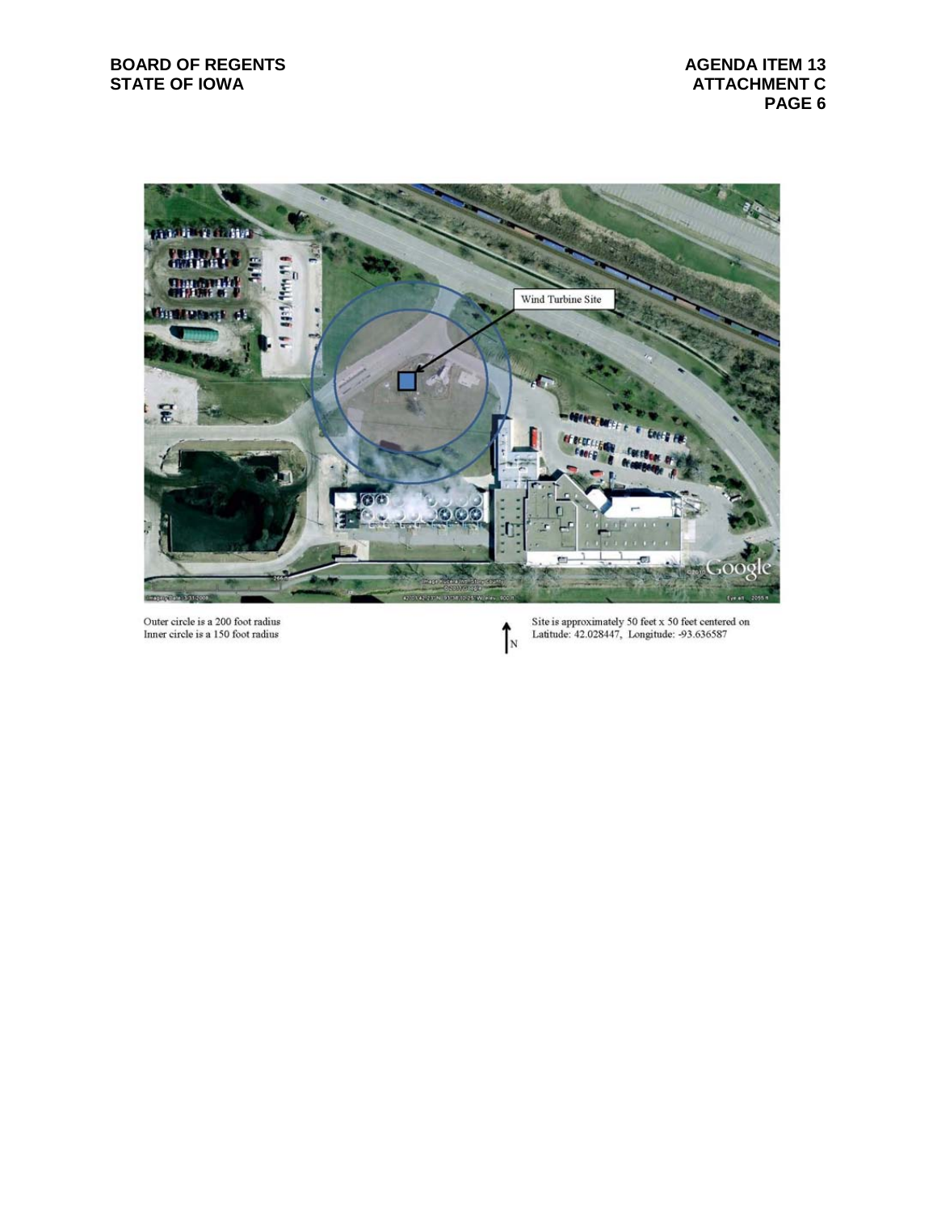Wind Turbine Site

Outer circle is a 200 foot radius
Inner circle is a 150 foot radius

N

Site is approximately 50 feet x 50 feet centered on
Latitude: 42.028447, Longitude: -93.636587